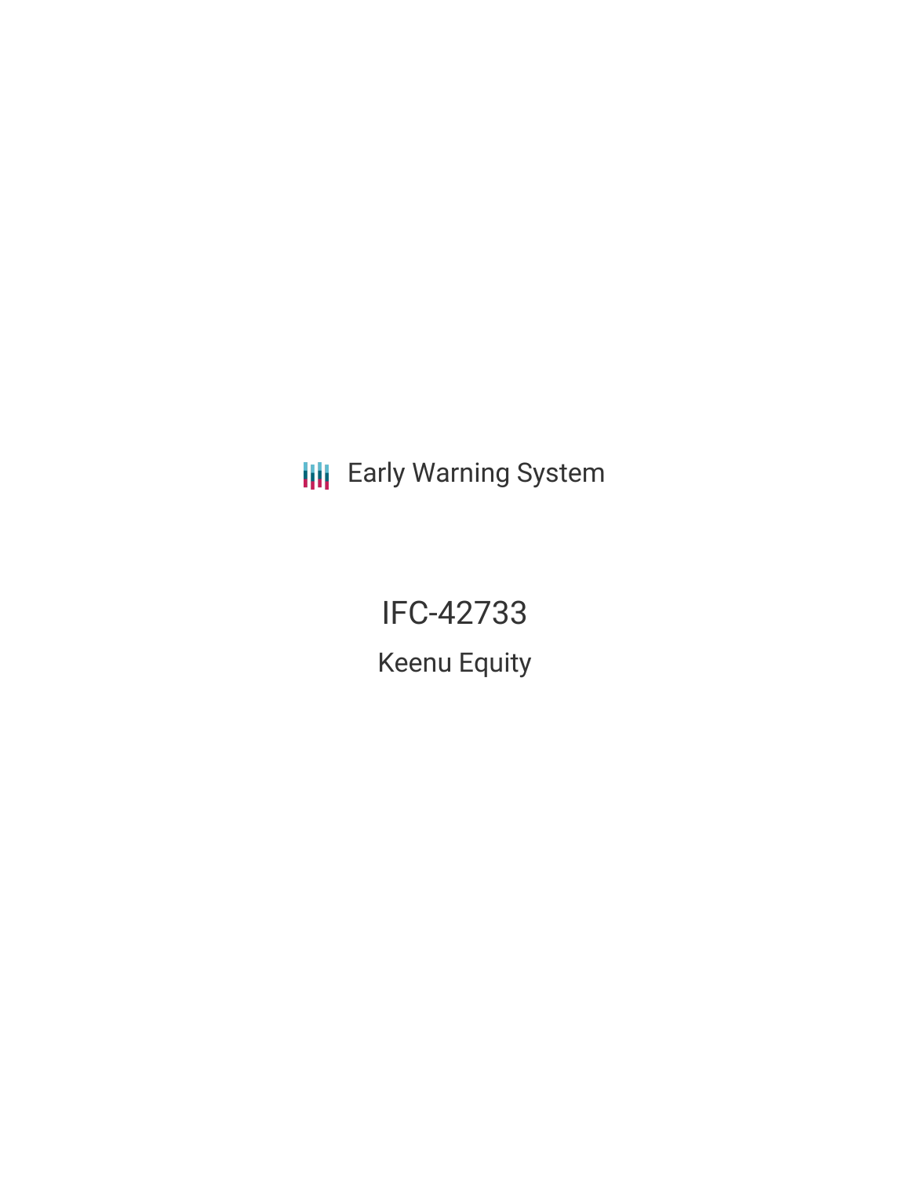Early Warning System

# IFC-42733

## Keenu Equity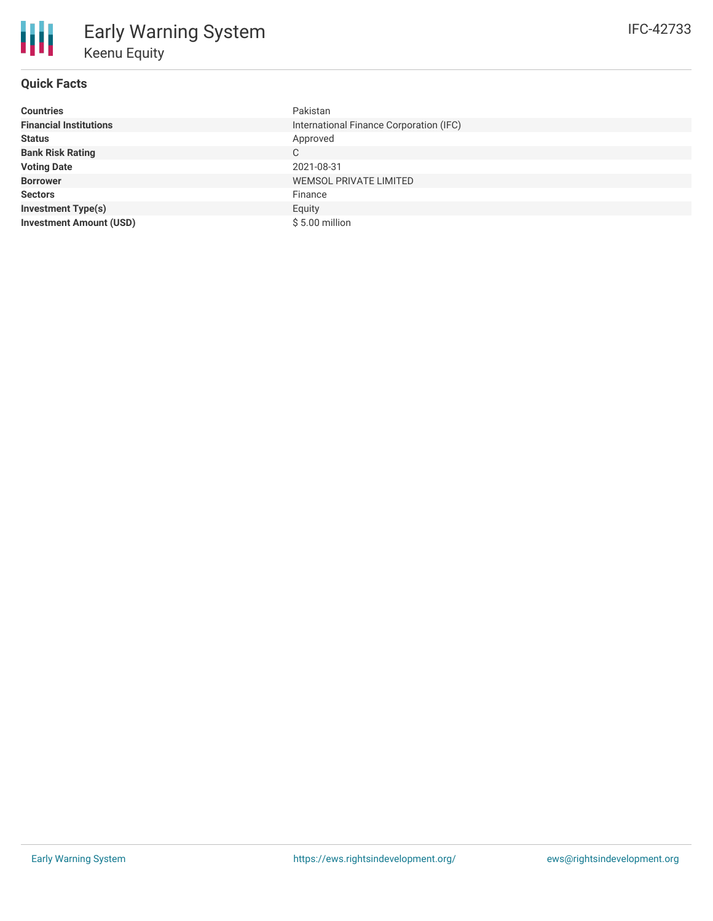# Early Warning System

## Keenu Equity

IFC-42733

### Quick Facts

| | |
|---|---|
| **Countries** | Pakistan |
| **Financial Institutions** | International Finance Corporation (IFC) |
| **Status** | Approved |
| **Bank Risk Rating** | C |
| **Voting Date** | 2021-08-31 |
| **Borrower** | WEMSOL PRIVATE LIMITED |
| **Sectors** | Finance |
| **Investment Type(s)** | Equity |
| **Investment Amount (USD)** | $ 5.00 million |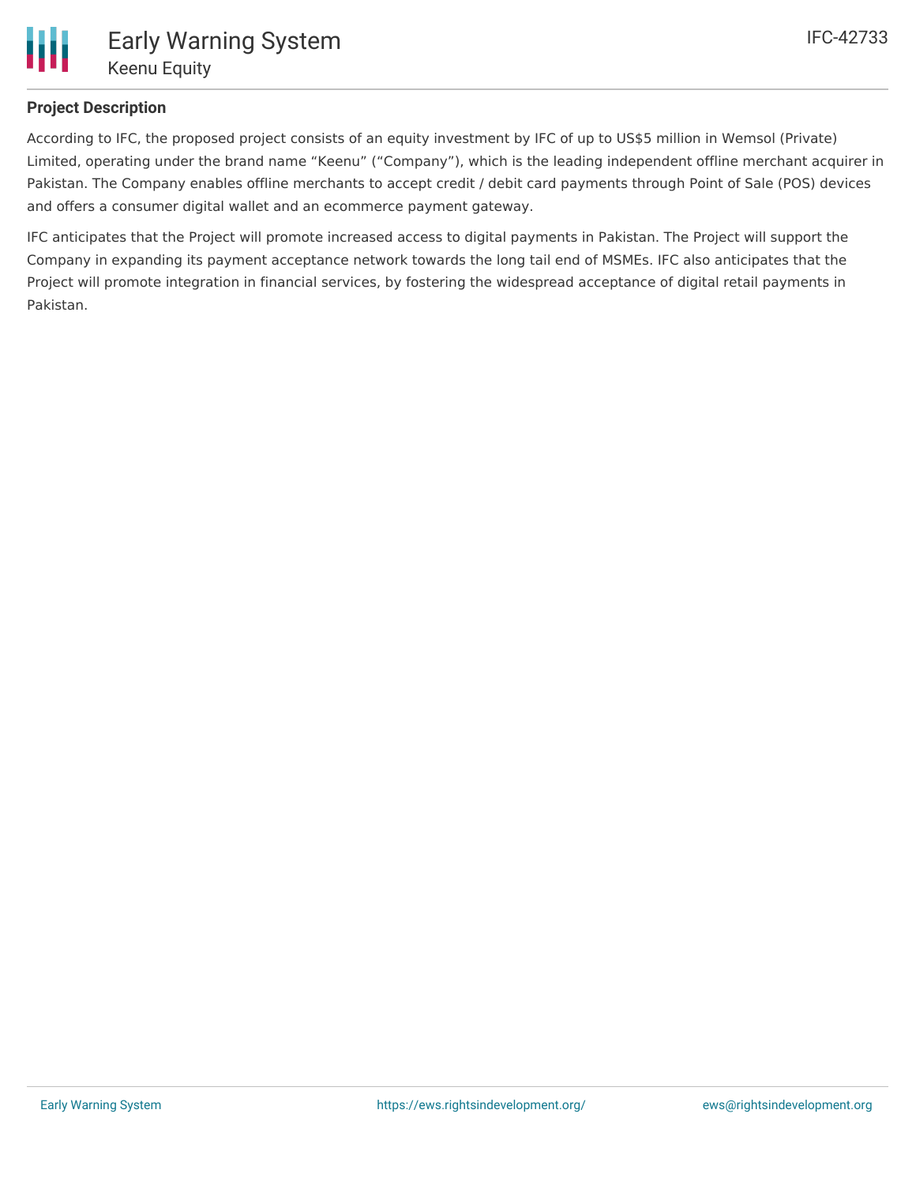## Project Description

According to IFC, the proposed project consists of an equity investment by IFC of up to US$5 million in Wemsol (Private) Limited, operating under the brand name "Keenu" ("Company"), which is the leading independent offline merchant acquirer in Pakistan. The Company enables offline merchants to accept credit / debit card payments through Point of Sale (POS) devices and offers a consumer digital wallet and an ecommerce payment gateway.

IFC anticipates that the Project will promote increased access to digital payments in Pakistan. The Project will support the Company in expanding its payment acceptance network towards the long tail end of MSMEs. IFC also anticipates that the Project will promote integration in financial services, by fostering the widespread acceptance of digital retail payments in Pakistan.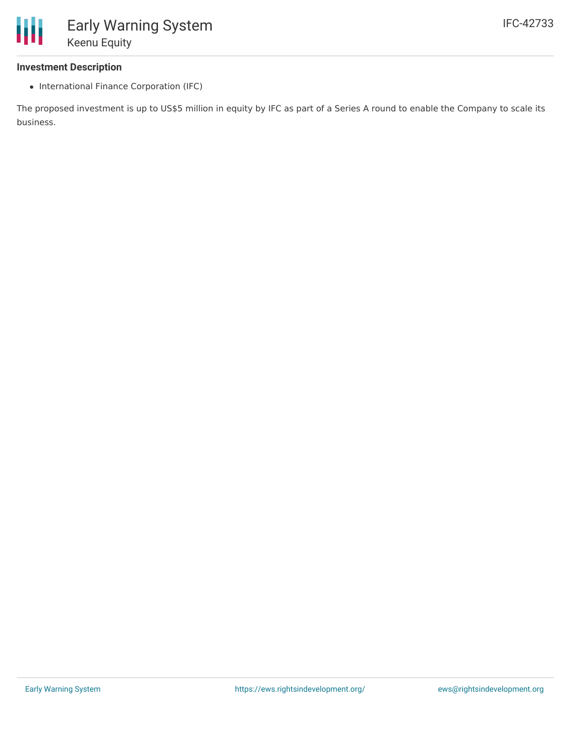### Investment Description

- International Finance Corporation (IFC)

The proposed investment is up to US$5 million in equity by IFC as part of a Series A round to enable the Company to scale its business.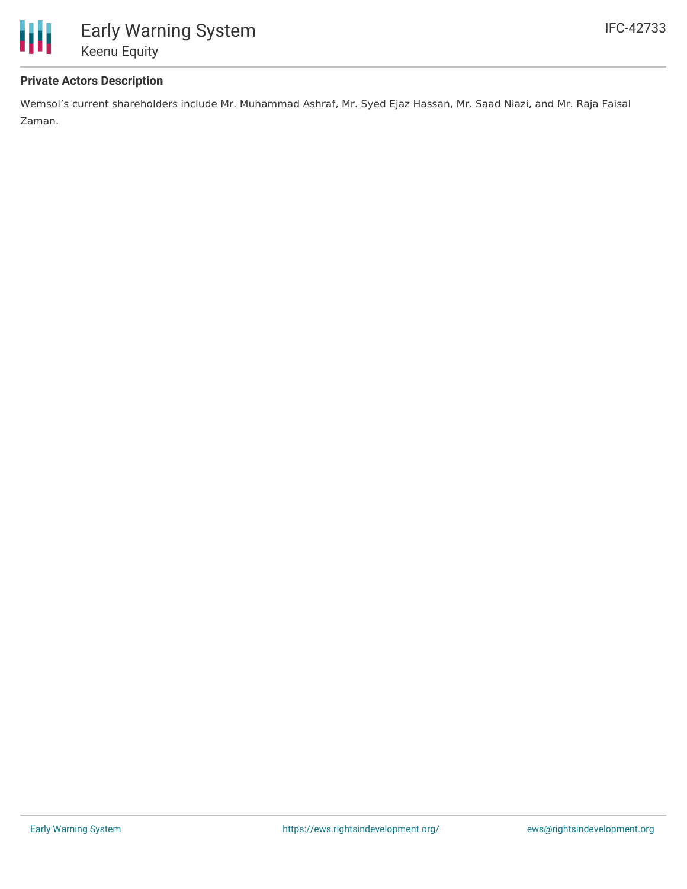#### Private Actors Description

Wemsol's current shareholders include Mr. Muhammad Ashraf, Mr. Syed Ejaz Hassan, Mr. Saad Niazi, and Mr. Raja Faisal Zaman.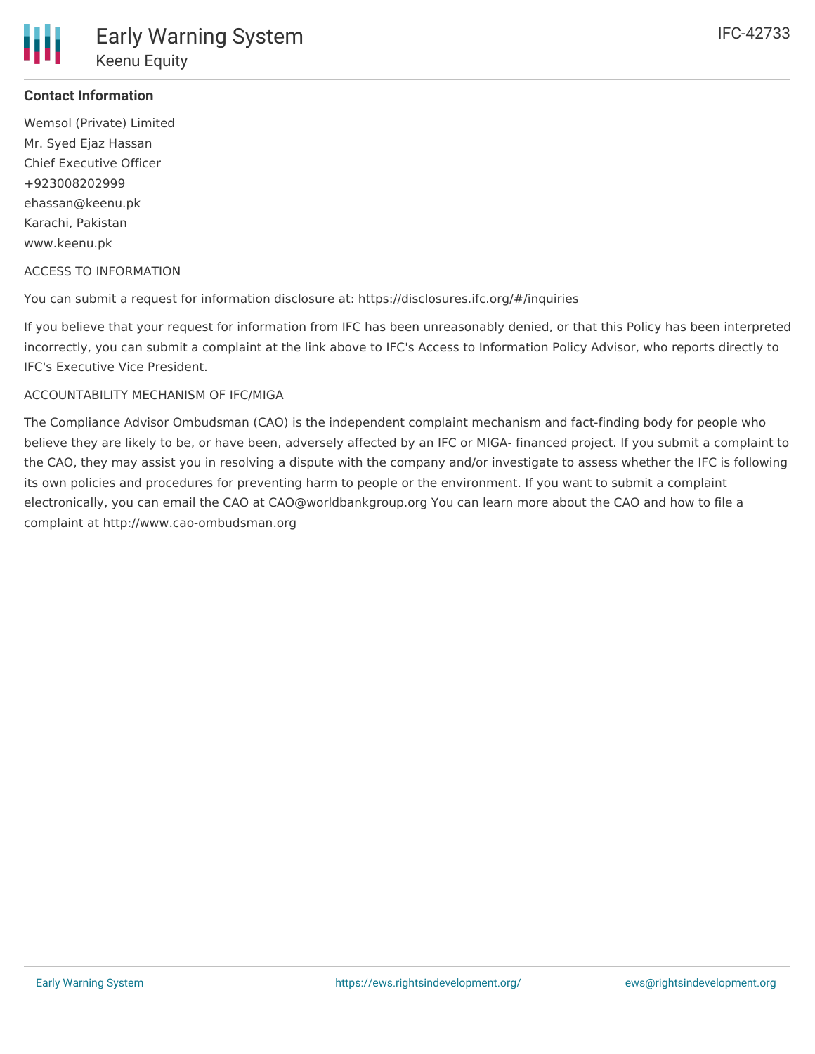**Contact Information**

Wemsol (Private) Limited
Mr. Syed Ejaz Hassan
Chief Executive Officer
+923008202999
ehassan@keenu.pk
Karachi, Pakistan
www.keenu.pk

ACCESS TO INFORMATION

You can submit a request for information disclosure at: https://disclosures.ifc.org/#/inquiries

If you believe that your request for information from IFC has been unreasonably denied, or that this Policy has been interpreted incorrectly, you can submit a complaint at the link above to IFC's Access to Information Policy Advisor, who reports directly to IFC's Executive Vice President.

ACCOUNTABILITY MECHANISM OF IFC/MIGA

The Compliance Advisor Ombudsman (CAO) is the independent complaint mechanism and fact-finding body for people who believe they are likely to be, or have been, adversely affected by an IFC or MIGA- financed project. If you submit a complaint to the CAO, they may assist you in resolving a dispute with the company and/or investigate to assess whether the IFC is following its own policies and procedures for preventing harm to people or the environment. If you want to submit a complaint electronically, you can email the CAO at CAO@worldbankgroup.org You can learn more about the CAO and how to file a complaint at http://www.cao-ombudsman.org